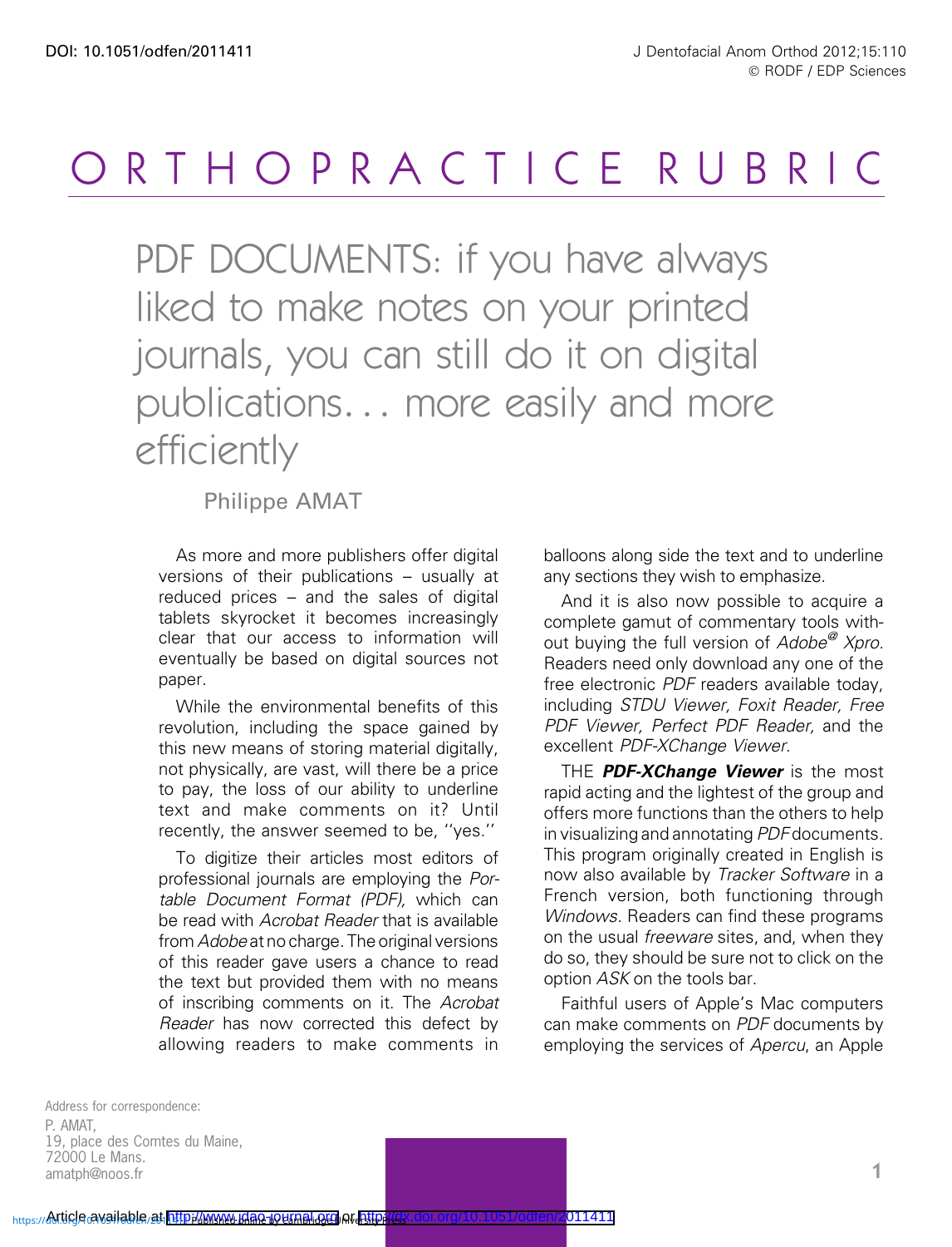ORTHOPRACTICE RUBRIC

# PDF DOCUMENTS: if you have always liked to make notes on your printed journals, you can still do it on digital publications… more easily and more efficiently

Philippe AMAT

As more and more publishers offer digital versions of their publications – usually at reduced prices – and the sales of digital tablets skyrocket it becomes increasingly clear that our access to information will eventually be based on digital sources not paper.

While the environmental benefits of this revolution, including the space gained by this new means of storing material digitally, not physically, are vast, will there be a price to pay, the loss of our ability to underline text and make comments on it? Until recently, the answer seemed to be, ''yes.''

To digitize their articles most editors of professional journals are employing the *Portable Document Format (PDF),* which can be read with *Acrobat Reader* that is available from *Adobe* at no charge. The original versions of this reader gave users a chance to read the text but provided them with no means of inscribing comments on it. The *Acrobat Reader* has now corrected this defect by allowing readers to make comments in balloons along side the text and to underline any sections they wish to emphasize.

And it is also now possible to acquire a complete gamut of commentary tools without buying the full version of *Adobe@ Xpro*. Readers need only download any one of the free electronic *PDF* readers available today, including *STDU Viewer, Foxit Reader, Free PDF Viewer, Perfect PDF Reader,* and the excellent *PDF-XChange Viewer*.

THE ***PDF-XChange Viewer*** is the most rapid acting and the lightest of the group and offers more functions than the others to help in visualizing and annotating *PDF* documents. This program originally created in English is now also available by *Tracker Software* in a French version, both functioning through *Windows*. Readers can find these programs on the usual *freeware* sites, and, when they do so, they should be sure not to click on the option *ASK* on the tools bar.

Faithful users of Apple's Mac computers can make comments on *PDF* documents by employing the services of *Apercu*, an Apple

Address for correspondence:
P. AMAT,
19, place des Comtes du Maine,
72000 Le Mans.
amatph@noos.fr

Article available at http://www.jdao-journal.org or http://dx.doi.org/10.1051/odfen/2011411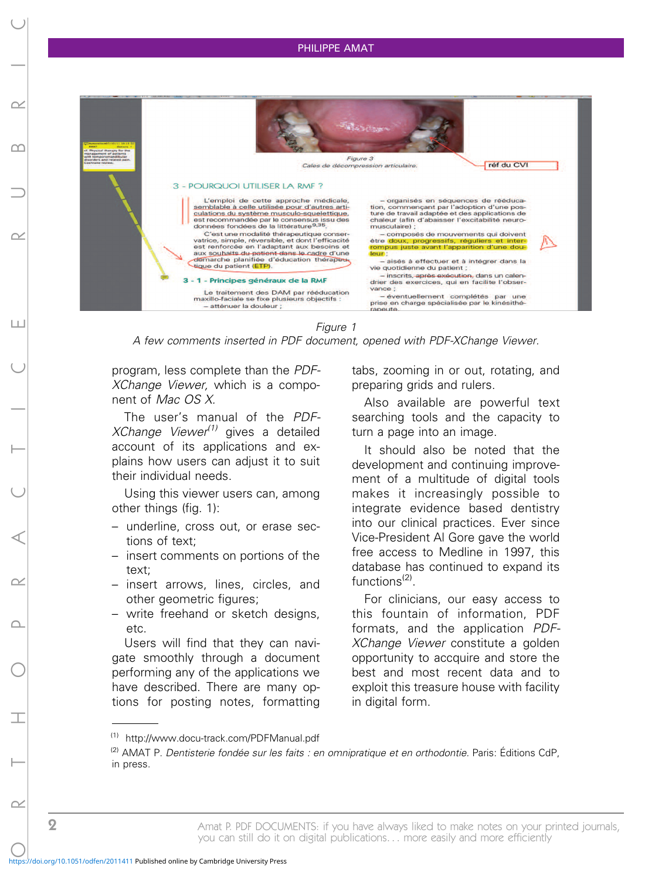Figure 1

A few comments inserted in PDF document, opened with PDF-XChange Viewer.

program, less complete than the *PDF-XChange Viewer,* which is a component of *Mac OS X.*

The user's manual of the *PDF-XChange Viewer*[(1)] gives a detailed account of its applications and explains how users can adjust it to suit their individual needs.

Using this viewer users can, among other things (fig. 1):

- underline, cross out, or erase sections of text;
- insert comments on portions of the text;
- insert arrows, lines, circles, and other geometric figures;
- write freehand or sketch designs, etc.

Users will find that they can navigate smoothly through a document performing any of the applications we have described. There are many options for posting notes, formatting tabs, zooming in or out, rotating, and preparing grids and rulers.

Also available are powerful text searching tools and the capacity to turn a page into an image.

It should also be noted that the development and continuing improvement of a multitude of digital tools makes it increasingly possible to integrate evidence based dentistry into our clinical practices. Ever since Vice-President Al Gore gave the world free access to Medline in 1997, this database has continued to expand its functions[(2)].

For clinicians, our easy access to this fountain of information, PDF formats, and the application *PDF-XChange Viewer* constitute a golden opportunity to accquire and store the best and most recent data and to exploit this treasure house with facility in digital form.

---

(1) http://www.docu-track.com/PDFManual.pdf

(2) AMAT P. *Dentisterie fondée sur les faits : en omnipratique et en orthodontie.* Paris: Éditions CdP, in press.